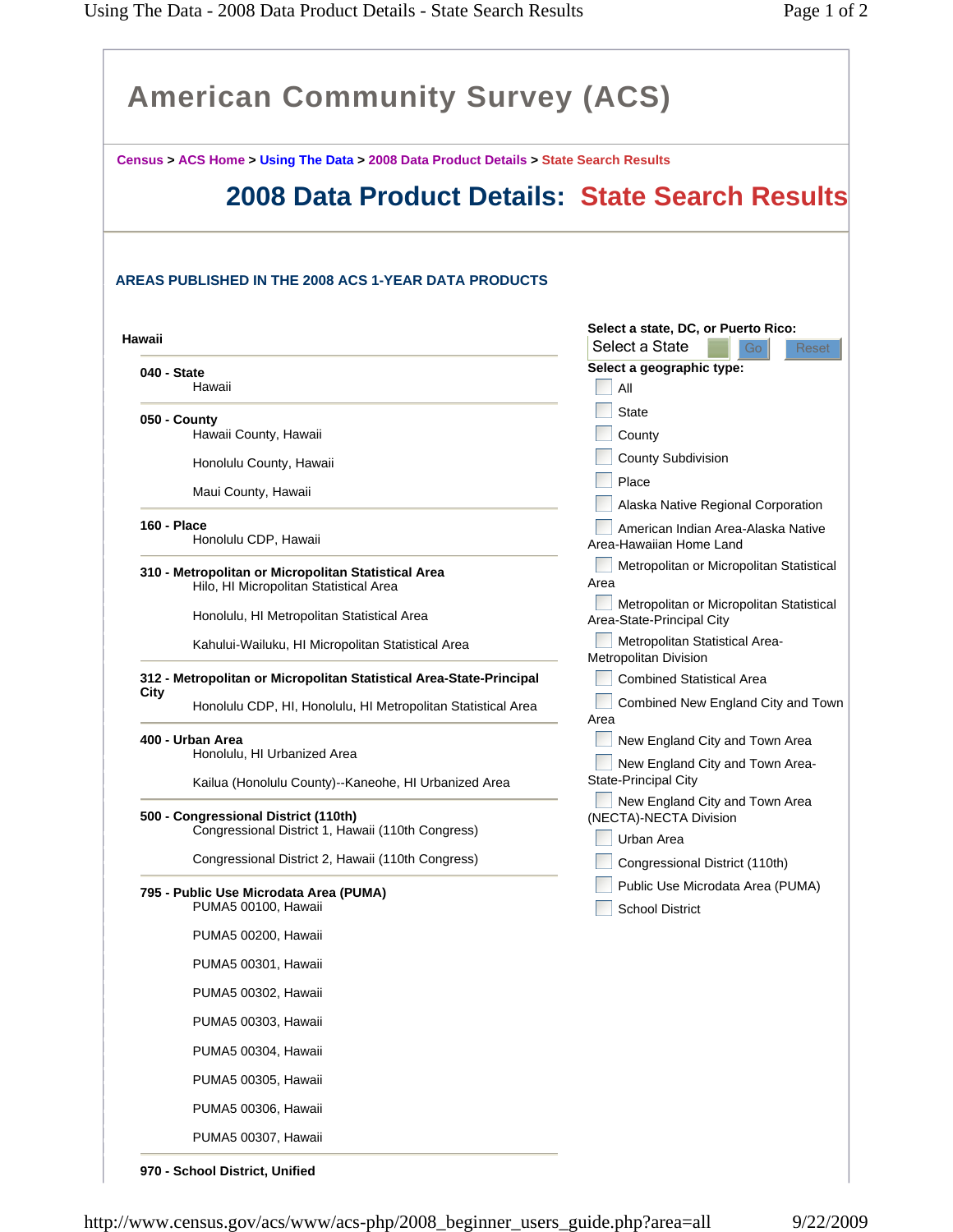# American Community Survey (ACS)

Census > ACS Home > Using The Data > 2008 Data Product Details > State Search Results

## 2008 Data Product Details: State Search Results

### AREAS PUBLISHED IN THE 2008 ACS 1-YEAR DATA PRODUCTS

**Hawaii**

**040 - State**
- Hawaii

**050 - County**
- Hawaii County, Hawaii
- Honolulu County, Hawaii
- Maui County, Hawaii

**160 - Place**
- Honolulu CDP, Hawaii

**310 - Metropolitan or Micropolitan Statistical Area**
- Hilo, HI Micropolitan Statistical Area
- Honolulu, HI Metropolitan Statistical Area
- Kahului-Wailuku, HI Micropolitan Statistical Area

**312 - Metropolitan or Micropolitan Statistical Area-State-Principal City**
- Honolulu CDP, HI, Honolulu, HI Metropolitan Statistical Area

**400 - Urban Area**
- Honolulu, HI Urbanized Area
- Kailua (Honolulu County)--Kaneohe, HI Urbanized Area

**500 - Congressional District (110th)**
- Congressional District 1, Hawaii (110th Congress)
- Congressional District 2, Hawaii (110th Congress)

**795 - Public Use Microdata Area (PUMA)**
- PUMA5 00100, Hawaii
- PUMA5 00200, Hawaii
- PUMA5 00301, Hawaii
- PUMA5 00302, Hawaii
- PUMA5 00303, Hawaii
- PUMA5 00304, Hawaii
- PUMA5 00305, Hawaii
- PUMA5 00306, Hawaii
- PUMA5 00307, Hawaii

**970 - School District, Unified**

**Select a state, DC, or Puerto Rico:**

Select a State | Go | Reset

**Select a geographic type:**

- All
- State
- County
- County Subdivision
- Place
- Alaska Native Regional Corporation
- American Indian Area-Alaska Native Area-Hawaiian Home Land
- Metropolitan or Micropolitan Statistical Area
- Metropolitan or Micropolitan Statistical Area-State-Principal City
- Metropolitan Statistical Area-Metropolitan Division
- Combined Statistical Area
- Combined New England City and Town Area
- New England City and Town Area
- New England City and Town Area-State-Principal City
- New England City and Town Area (NECTA)-NECTA Division
- Urban Area
- Congressional District (110th)
- Public Use Microdata Area (PUMA)
- School District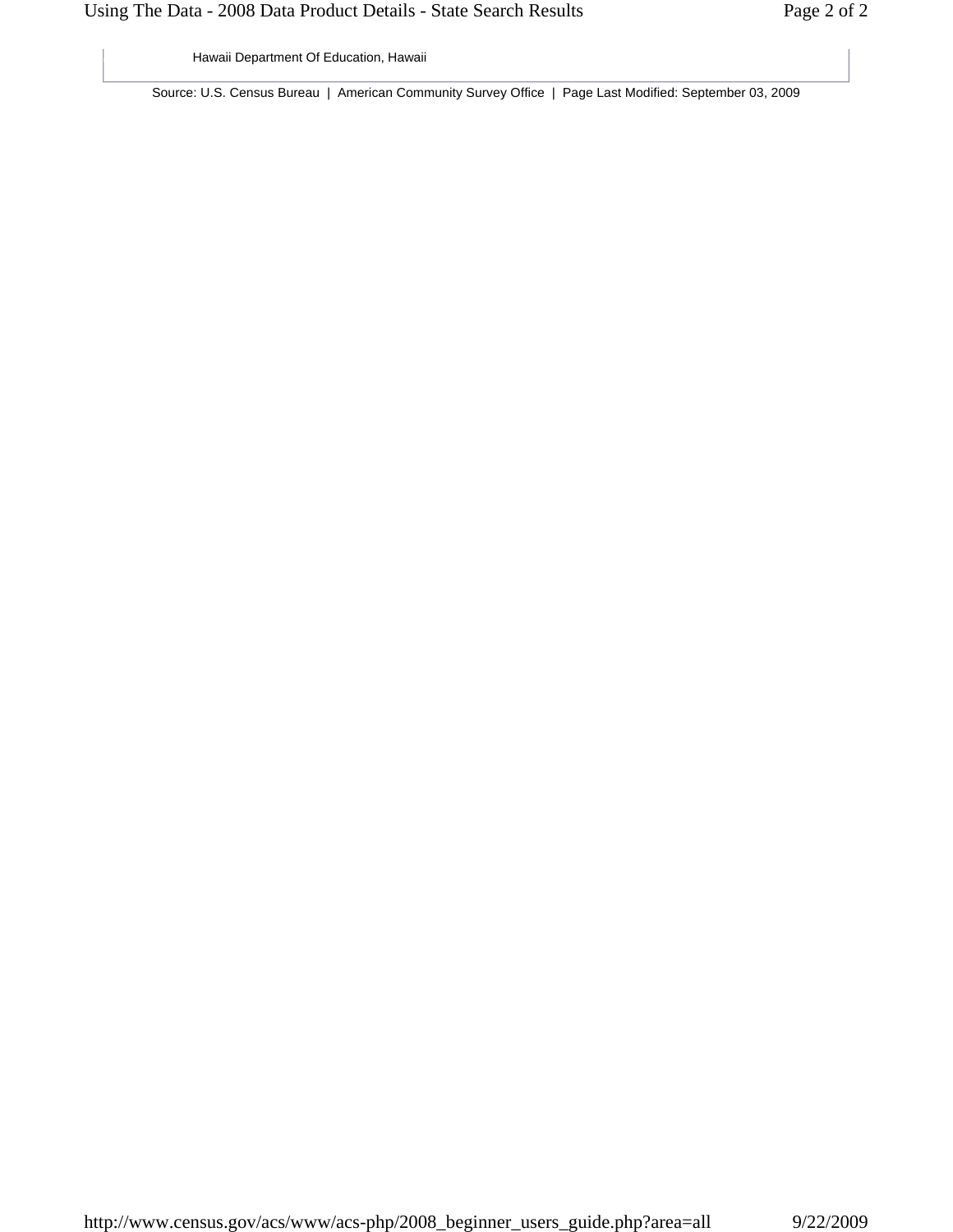Hawaii Department Of Education, Hawaii

Source: U.S. Census Bureau | American Community Survey Office | Page Last Modified: September 03, 2009